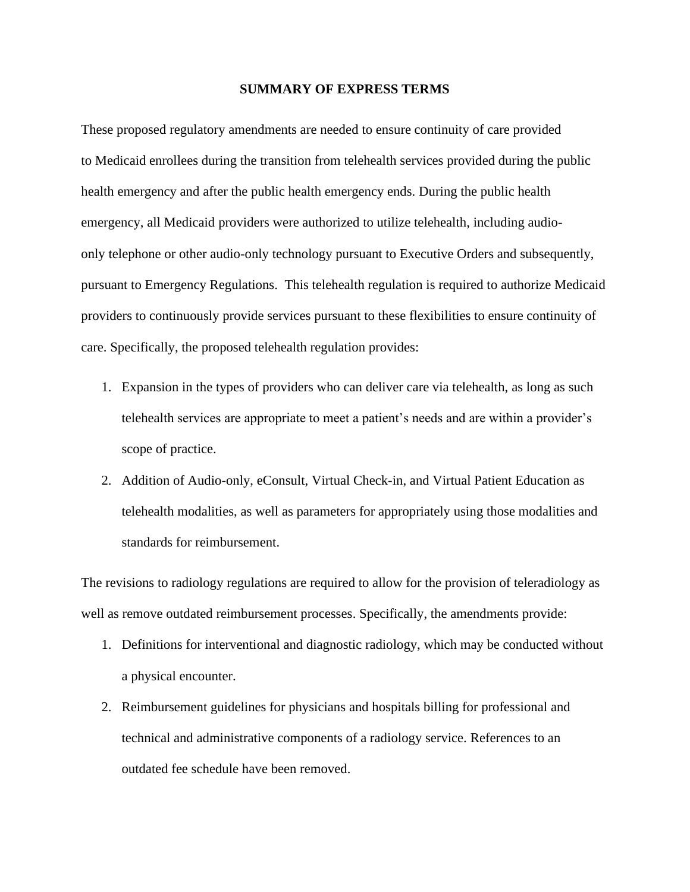# SUMMARY OF EXPRESS TERMS

These proposed regulatory amendments are needed to ensure continuity of care provided to Medicaid enrollees during the transition from telehealth services provided during the public health emergency and after the public health emergency ends. During the public health emergency, all Medicaid providers were authorized to utilize telehealth, including audio-only telephone or other audio-only technology pursuant to Executive Orders and subsequently, pursuant to Emergency Regulations. This telehealth regulation is required to authorize Medicaid providers to continuously provide services pursuant to these flexibilities to ensure continuity of care. Specifically, the proposed telehealth regulation provides:

1. Expansion in the types of providers who can deliver care via telehealth, as long as such telehealth services are appropriate to meet a patient's needs and are within a provider's scope of practice.
2. Addition of Audio-only, eConsult, Virtual Check-in, and Virtual Patient Education as telehealth modalities, as well as parameters for appropriately using those modalities and standards for reimbursement.

The revisions to radiology regulations are required to allow for the provision of teleradiology as well as remove outdated reimbursement processes. Specifically, the amendments provide:

1. Definitions for interventional and diagnostic radiology, which may be conducted without a physical encounter.
2. Reimbursement guidelines for physicians and hospitals billing for professional and technical and administrative components of a radiology service. References to an outdated fee schedule have been removed.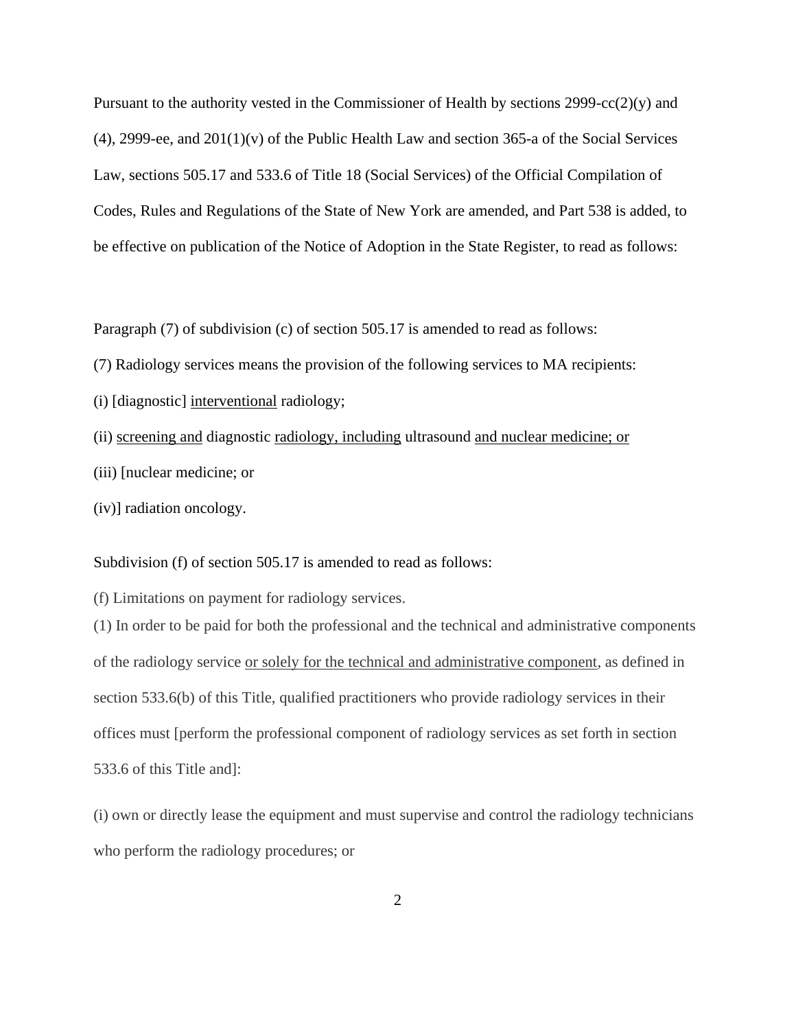Pursuant to the authority vested in the Commissioner of Health by sections 2999-cc(2)(y) and (4), 2999-ee, and 201(1)(v) of the Public Health Law and section 365-a of the Social Services Law, sections 505.17 and 533.6 of Title 18 (Social Services) of the Official Compilation of Codes, Rules and Regulations of the State of New York are amended, and Part 538 is added, to be effective on publication of the Notice of Adoption in the State Register, to read as follows:

Paragraph (7) of subdivision (c) of section 505.17 is amended to read as follows:

(7) Radiology services means the provision of the following services to MA recipients:

(i) [diagnostic] <u>interventional</u> radiology;

(ii) <u>screening and</u> diagnostic <u>radiology, including</u> ultrasound <u>and nuclear medicine; or</u>

(iii) [nuclear medicine; or

(iv)] radiation oncology.

Subdivision (f) of section 505.17 is amended to read as follows:

(f) Limitations on payment for radiology services.

(1) In order to be paid for both the professional and the technical and administrative components of the radiology service <u>or solely for the technical and administrative component</u>, as defined in section 533.6(b) of this Title, qualified practitioners who provide radiology services in their offices must [perform the professional component of radiology services as set forth in section 533.6 of this Title and]:

(i) own or directly lease the equipment and must supervise and control the radiology technicians who perform the radiology procedures; or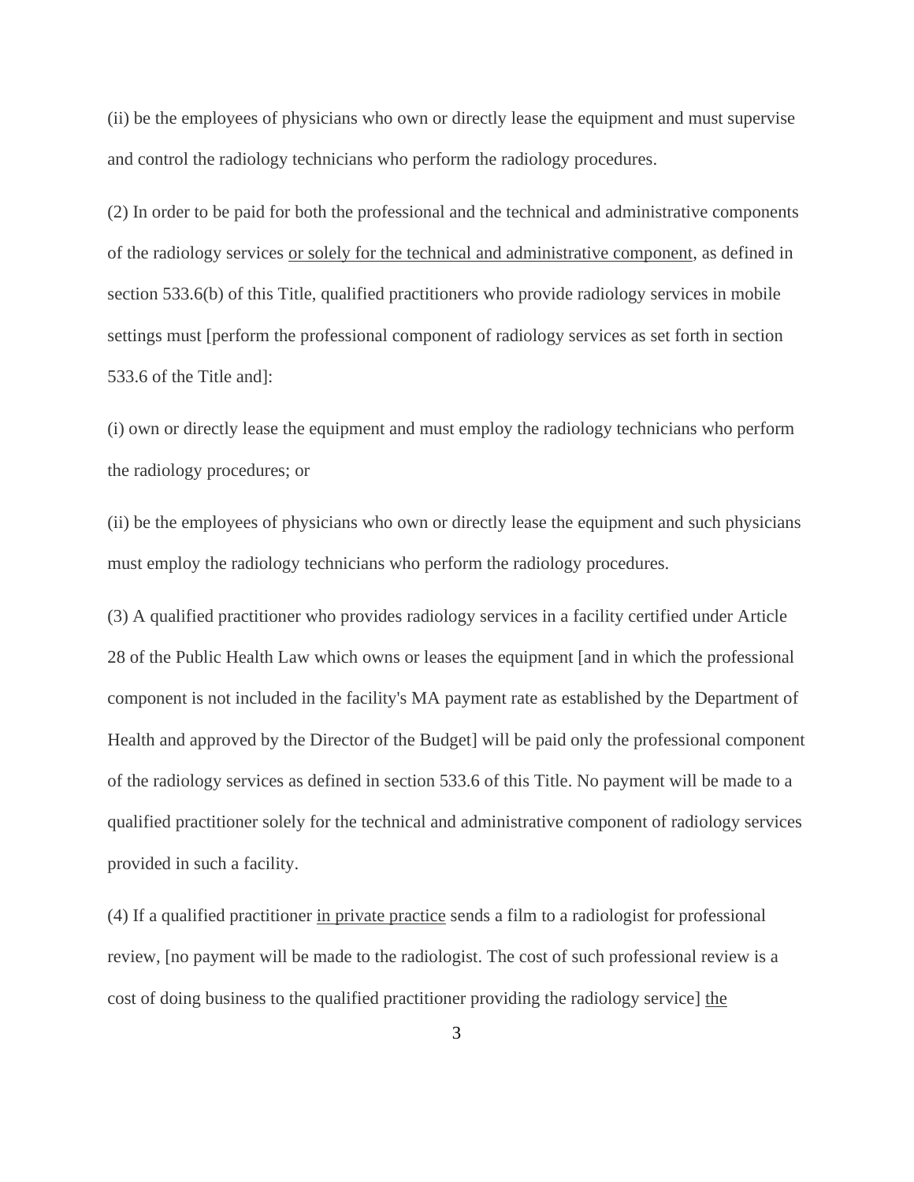(ii) be the employees of physicians who own or directly lease the equipment and must supervise and control the radiology technicians who perform the radiology procedures.

(2) In order to be paid for both the professional and the technical and administrative components of the radiology services <u>or solely for the technical and administrative component</u>, as defined in section 533.6(b) of this Title, qualified practitioners who provide radiology services in mobile settings must [perform the professional component of radiology services as set forth in section 533.6 of the Title and]:

(i) own or directly lease the equipment and must employ the radiology technicians who perform the radiology procedures; or

(ii) be the employees of physicians who own or directly lease the equipment and such physicians must employ the radiology technicians who perform the radiology procedures.

(3) A qualified practitioner who provides radiology services in a facility certified under Article 28 of the Public Health Law which owns or leases the equipment [and in which the professional component is not included in the facility's MA payment rate as established by the Department of Health and approved by the Director of the Budget] will be paid only the professional component of the radiology services as defined in section 533.6 of this Title. No payment will be made to a qualified practitioner solely for the technical and administrative component of radiology services provided in such a facility.

(4) If a qualified practitioner <u>in private practice</u> sends a film to a radiologist for professional review, [no payment will be made to the radiologist. The cost of such professional review is a cost of doing business to the qualified practitioner providing the radiology service] <u>the</u>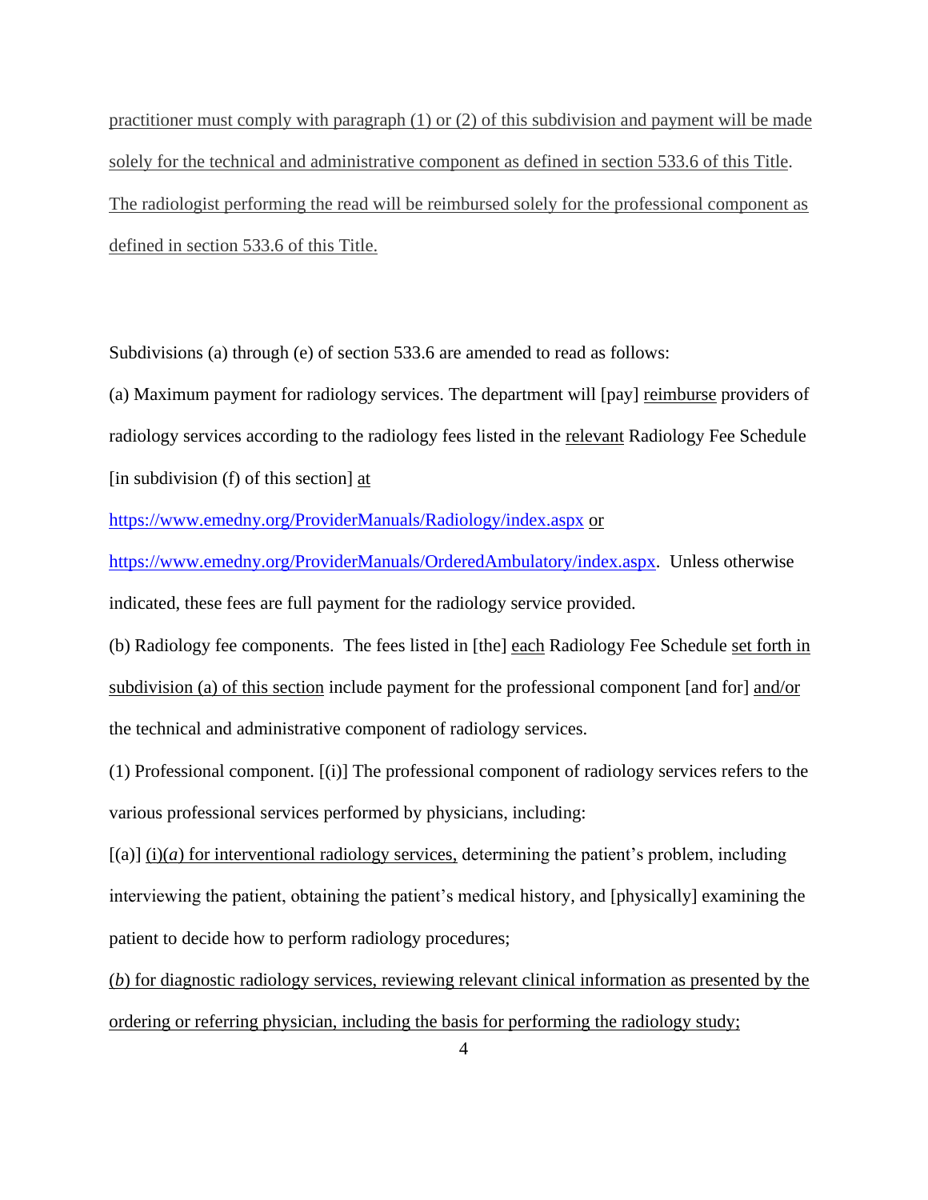practitioner must comply with paragraph (1) or (2) of this subdivision and payment will be made solely for the technical and administrative component as defined in section 533.6 of this Title. The radiologist performing the read will be reimbursed solely for the professional component as defined in section 533.6 of this Title.

Subdivisions (a) through (e) of section 533.6 are amended to read as follows:

(a) Maximum payment for radiology services. The department will [pay] reimburse providers of radiology services according to the radiology fees listed in the relevant Radiology Fee Schedule [in subdivision (f) of this section] at https://www.emedny.org/ProviderManuals/Radiology/index.aspx or https://www.emedny.org/ProviderManuals/OrderedAmbulatory/index.aspx. Unless otherwise indicated, these fees are full payment for the radiology service provided.

(b) Radiology fee components. The fees listed in [the] each Radiology Fee Schedule set forth in subdivision (a) of this section include payment for the professional component [and for] and/or the technical and administrative component of radiology services.

(1) Professional component. [(i)] The professional component of radiology services refers to the various professional services performed by physicians, including:

[(a)] (i)(*a*) for interventional radiology services, determining the patient's problem, including interviewing the patient, obtaining the patient's medical history, and [physically] examining the patient to decide how to perform radiology procedures;

(*b*) for diagnostic radiology services, reviewing relevant clinical information as presented by the ordering or referring physician, including the basis for performing the radiology study;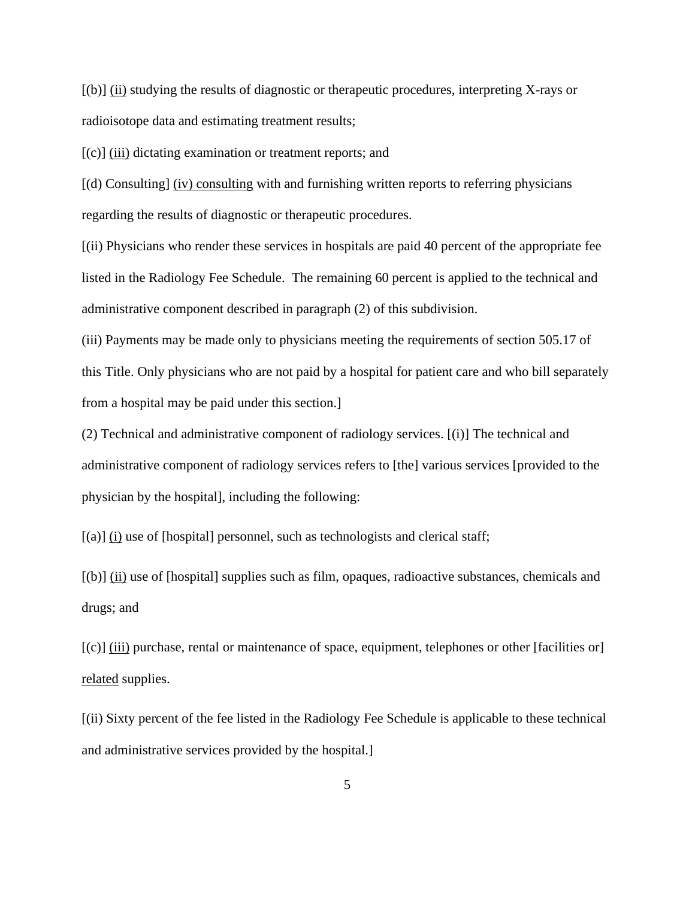[(b)] <u>(ii)</u> studying the results of diagnostic or therapeutic procedures, interpreting X-rays or radioisotope data and estimating treatment results;

[(c)] <u>(iii)</u> dictating examination or treatment reports; and

[(d) Consulting] <u>(iv) consulting</u> with and furnishing written reports to referring physicians regarding the results of diagnostic or therapeutic procedures.

[(ii) Physicians who render these services in hospitals are paid 40 percent of the appropriate fee listed in the Radiology Fee Schedule. The remaining 60 percent is applied to the technical and administrative component described in paragraph (2) of this subdivision.

(iii) Payments may be made only to physicians meeting the requirements of section 505.17 of this Title. Only physicians who are not paid by a hospital for patient care and who bill separately from a hospital may be paid under this section.]

(2) Technical and administrative component of radiology services. [(i)] The technical and administrative component of radiology services refers to [the] various services [provided to the physician by the hospital], including the following:

[(a)] <u>(i)</u> use of [hospital] personnel, such as technologists and clerical staff;

[(b)] <u>(ii)</u> use of [hospital] supplies such as film, opaques, radioactive substances, chemicals and drugs; and

[(c)] <u>(iii)</u> purchase, rental or maintenance of space, equipment, telephones or other [facilities or] <u>related</u> supplies.

[(ii) Sixty percent of the fee listed in the Radiology Fee Schedule is applicable to these technical and administrative services provided by the hospital.]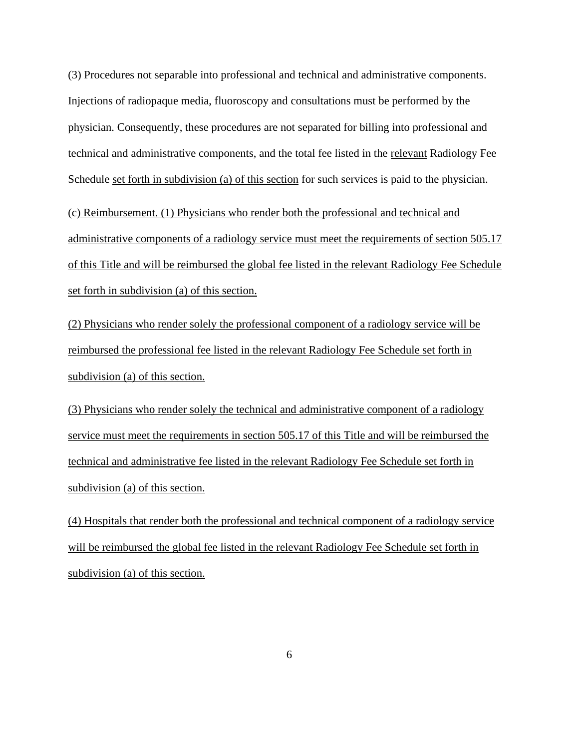(3) Procedures not separable into professional and technical and administrative components. Injections of radiopaque media, fluoroscopy and consultations must be performed by the physician. Consequently, these procedures are not separated for billing into professional and technical and administrative components, and the total fee listed in the relevant Radiology Fee Schedule set forth in subdivision (a) of this section for such services is paid to the physician.

(c) Reimbursement. (1) Physicians who render both the professional and technical and administrative components of a radiology service must meet the requirements of section 505.17 of this Title and will be reimbursed the global fee listed in the relevant Radiology Fee Schedule set forth in subdivision (a) of this section.

(2) Physicians who render solely the professional component of a radiology service will be reimbursed the professional fee listed in the relevant Radiology Fee Schedule set forth in subdivision (a) of this section.

(3) Physicians who render solely the technical and administrative component of a radiology service must meet the requirements in section 505.17 of this Title and will be reimbursed the technical and administrative fee listed in the relevant Radiology Fee Schedule set forth in subdivision (a) of this section.

(4) Hospitals that render both the professional and technical component of a radiology service will be reimbursed the global fee listed in the relevant Radiology Fee Schedule set forth in subdivision (a) of this section.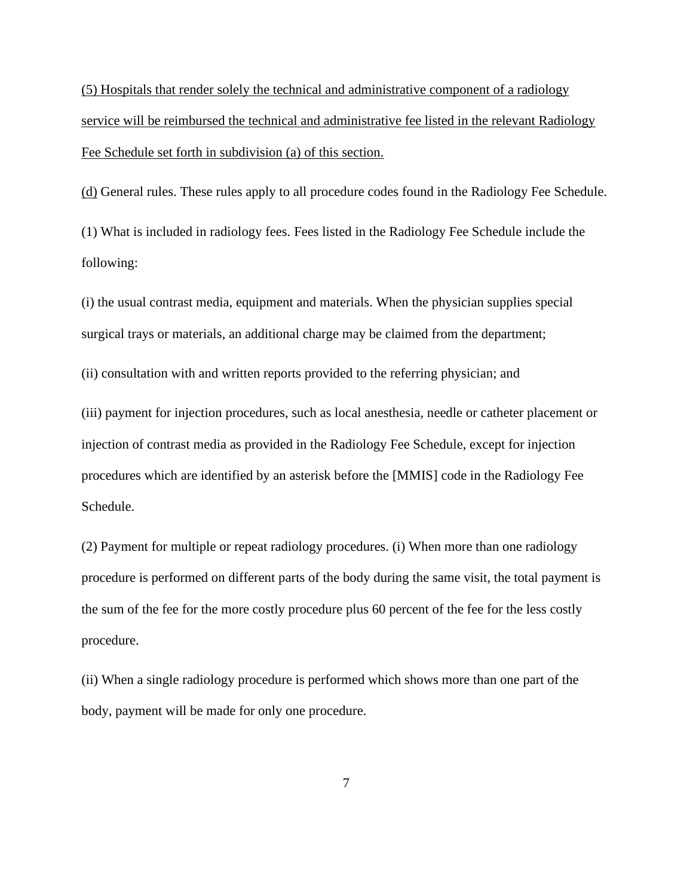<u>(5) Hospitals that render solely the technical and administrative component of a radiology service will be reimbursed the technical and administrative fee listed in the relevant Radiology Fee Schedule set forth in subdivision (a) of this section.</u>

<u>(d)</u> General rules. These rules apply to all procedure codes found in the Radiology Fee Schedule.

(1) What is included in radiology fees. Fees listed in the Radiology Fee Schedule include the following:

(i) the usual contrast media, equipment and materials. When the physician supplies special surgical trays or materials, an additional charge may be claimed from the department;

(ii) consultation with and written reports provided to the referring physician; and

(iii) payment for injection procedures, such as local anesthesia, needle or catheter placement or injection of contrast media as provided in the Radiology Fee Schedule, except for injection procedures which are identified by an asterisk before the [MMIS] code in the Radiology Fee Schedule.

(2) Payment for multiple or repeat radiology procedures. (i) When more than one radiology procedure is performed on different parts of the body during the same visit, the total payment is the sum of the fee for the more costly procedure plus 60 percent of the fee for the less costly procedure.

(ii) When a single radiology procedure is performed which shows more than one part of the body, payment will be made for only one procedure.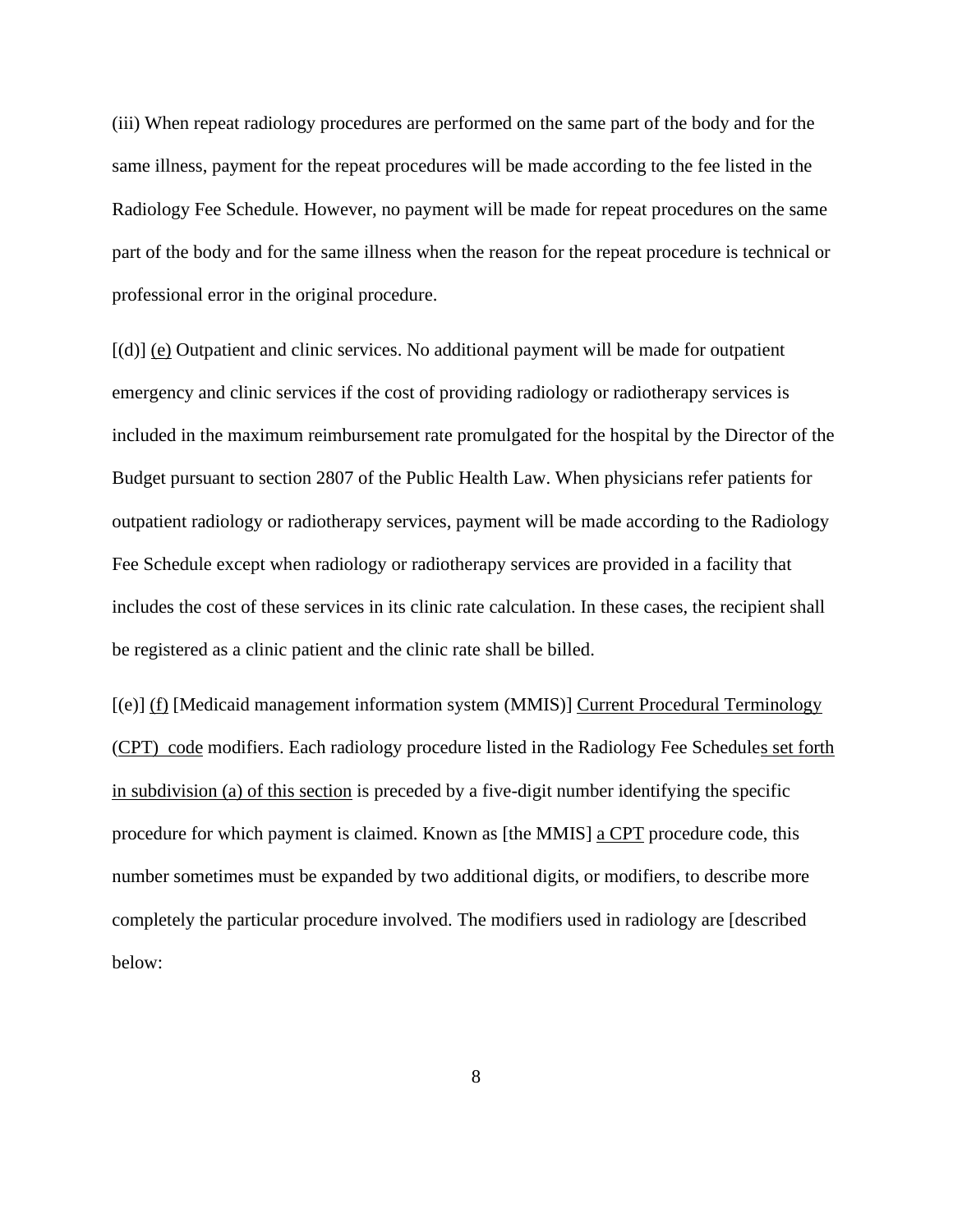(iii) When repeat radiology procedures are performed on the same part of the body and for the same illness, payment for the repeat procedures will be made according to the fee listed in the Radiology Fee Schedule. However, no payment will be made for repeat procedures on the same part of the body and for the same illness when the reason for the repeat procedure is technical or professional error in the original procedure.

[(d)] <u>(e)</u> Outpatient and clinic services. No additional payment will be made for outpatient emergency and clinic services if the cost of providing radiology or radiotherapy services is included in the maximum reimbursement rate promulgated for the hospital by the Director of the Budget pursuant to section 2807 of the Public Health Law. When physicians refer patients for outpatient radiology or radiotherapy services, payment will be made according to the Radiology Fee Schedule except when radiology or radiotherapy services are provided in a facility that includes the cost of these services in its clinic rate calculation. In these cases, the recipient shall be registered as a clinic patient and the clinic rate shall be billed.

[(e)] <u>(f)</u> [Medicaid management information system (MMIS)] <u>Current Procedural Terminology (CPT) code</u> modifiers. Each radiology procedure listed in the Radiology Fee Schedule<u>s set forth in subdivision (a) of this section</u> is preceded by a five-digit number identifying the specific procedure for which payment is claimed. Known as [the MMIS] <u>a CPT</u> procedure code, this number sometimes must be expanded by two additional digits, or modifiers, to describe more completely the particular procedure involved. The modifiers used in radiology are [described below: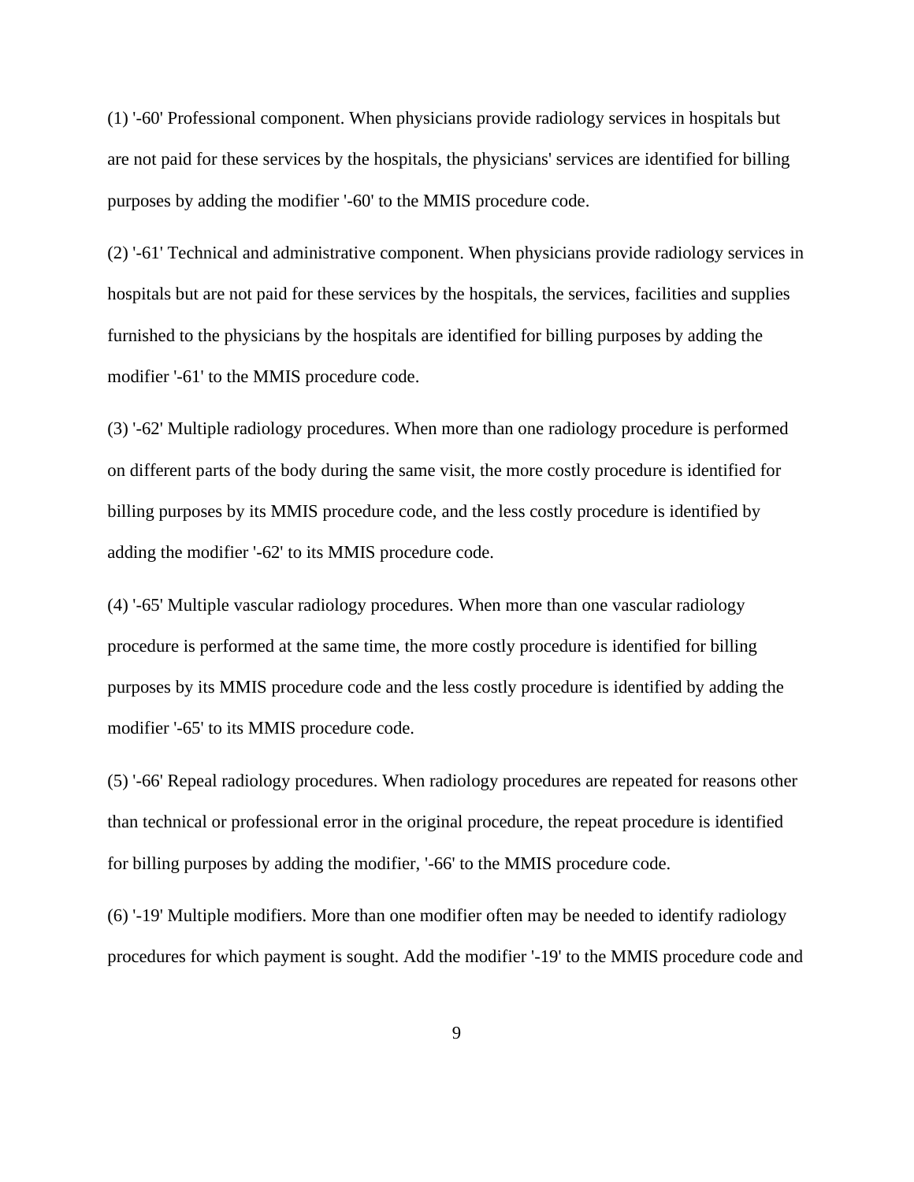(1) '-60' Professional component. When physicians provide radiology services in hospitals but are not paid for these services by the hospitals, the physicians' services are identified for billing purposes by adding the modifier '-60' to the MMIS procedure code.

(2) '-61' Technical and administrative component. When physicians provide radiology services in hospitals but are not paid for these services by the hospitals, the services, facilities and supplies furnished to the physicians by the hospitals are identified for billing purposes by adding the modifier '-61' to the MMIS procedure code.

(3) '-62' Multiple radiology procedures. When more than one radiology procedure is performed on different parts of the body during the same visit, the more costly procedure is identified for billing purposes by its MMIS procedure code, and the less costly procedure is identified by adding the modifier '-62' to its MMIS procedure code.

(4) '-65' Multiple vascular radiology procedures. When more than one vascular radiology procedure is performed at the same time, the more costly procedure is identified for billing purposes by its MMIS procedure code and the less costly procedure is identified by adding the modifier '-65' to its MMIS procedure code.

(5) '-66' Repeal radiology procedures. When radiology procedures are repeated for reasons other than technical or professional error in the original procedure, the repeat procedure is identified for billing purposes by adding the modifier, '-66' to the MMIS procedure code.

(6) '-19' Multiple modifiers. More than one modifier often may be needed to identify radiology procedures for which payment is sought. Add the modifier '-19' to the MMIS procedure code and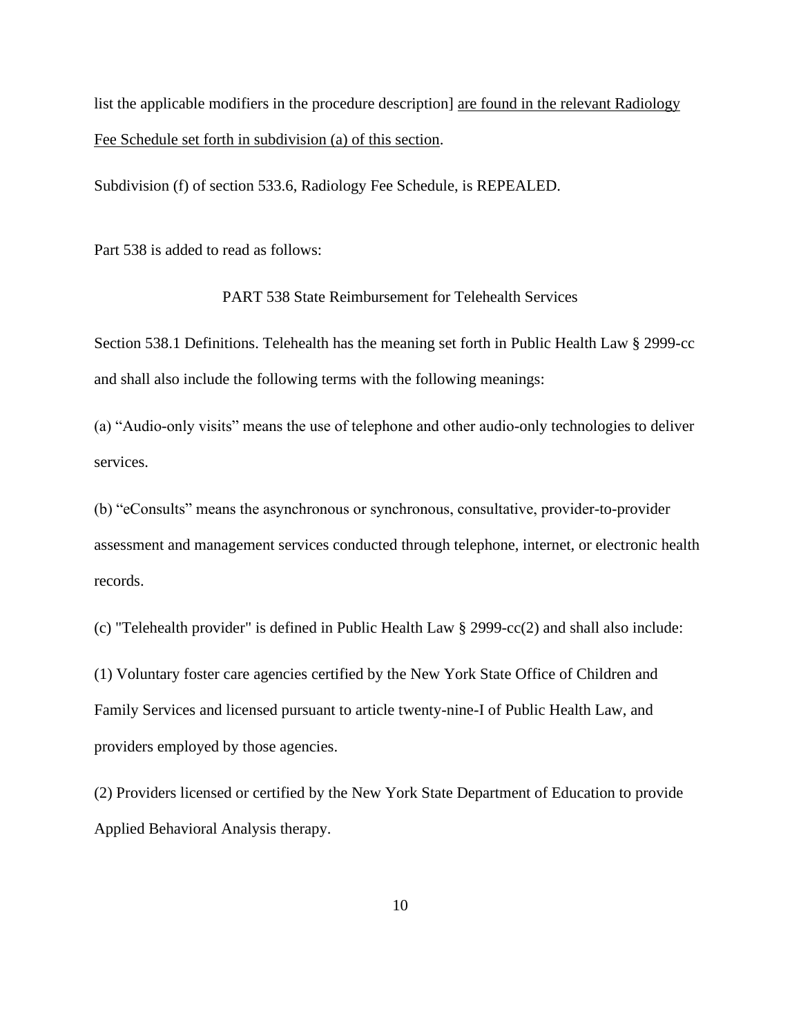list the applicable modifiers in the procedure description] <u>are found in the relevant Radiology Fee Schedule set forth in subdivision (a) of this section</u>.

Subdivision (f) of section 533.6, Radiology Fee Schedule, is REPEALED.

Part 538 is added to read as follows:

PART 538 State Reimbursement for Telehealth Services

Section 538.1 Definitions. Telehealth has the meaning set forth in Public Health Law § 2999-cc and shall also include the following terms with the following meanings:

(a) "Audio-only visits" means the use of telephone and other audio-only technologies to deliver services.

(b) "eConsults" means the asynchronous or synchronous, consultative, provider-to-provider assessment and management services conducted through telephone, internet, or electronic health records.

(c) "Telehealth provider" is defined in Public Health Law § 2999-cc(2) and shall also include:

(1) Voluntary foster care agencies certified by the New York State Office of Children and Family Services and licensed pursuant to article twenty-nine-I of Public Health Law, and providers employed by those agencies.

(2) Providers licensed or certified by the New York State Department of Education to provide Applied Behavioral Analysis therapy.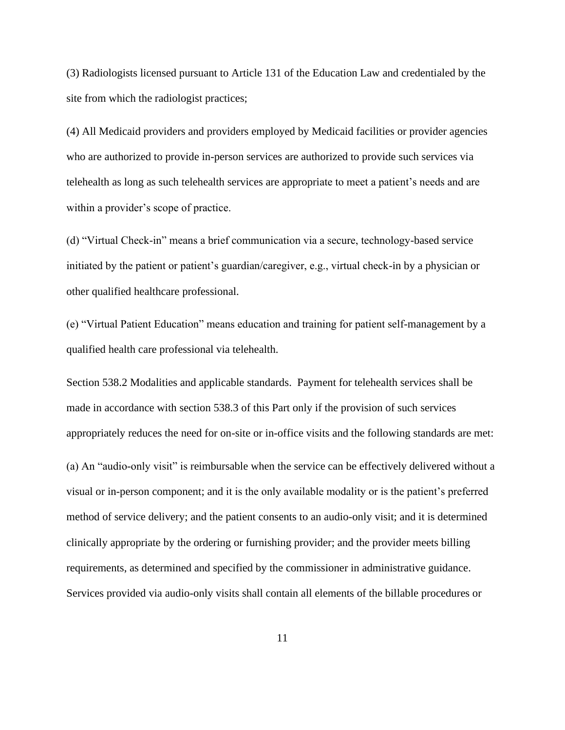(3) Radiologists licensed pursuant to Article 131 of the Education Law and credentialed by the site from which the radiologist practices;

(4) All Medicaid providers and providers employed by Medicaid facilities or provider agencies who are authorized to provide in-person services are authorized to provide such services via telehealth as long as such telehealth services are appropriate to meet a patient's needs and are within a provider's scope of practice.

(d) "Virtual Check-in" means a brief communication via a secure, technology-based service initiated by the patient or patient's guardian/caregiver, e.g., virtual check-in by a physician or other qualified healthcare professional.

(e) "Virtual Patient Education" means education and training for patient self-management by a qualified health care professional via telehealth.

Section 538.2 Modalities and applicable standards. Payment for telehealth services shall be made in accordance with section 538.3 of this Part only if the provision of such services appropriately reduces the need for on-site or in-office visits and the following standards are met:

(a) An "audio-only visit" is reimbursable when the service can be effectively delivered without a visual or in-person component; and it is the only available modality or is the patient's preferred method of service delivery; and the patient consents to an audio-only visit; and it is determined clinically appropriate by the ordering or furnishing provider; and the provider meets billing requirements, as determined and specified by the commissioner in administrative guidance. Services provided via audio-only visits shall contain all elements of the billable procedures or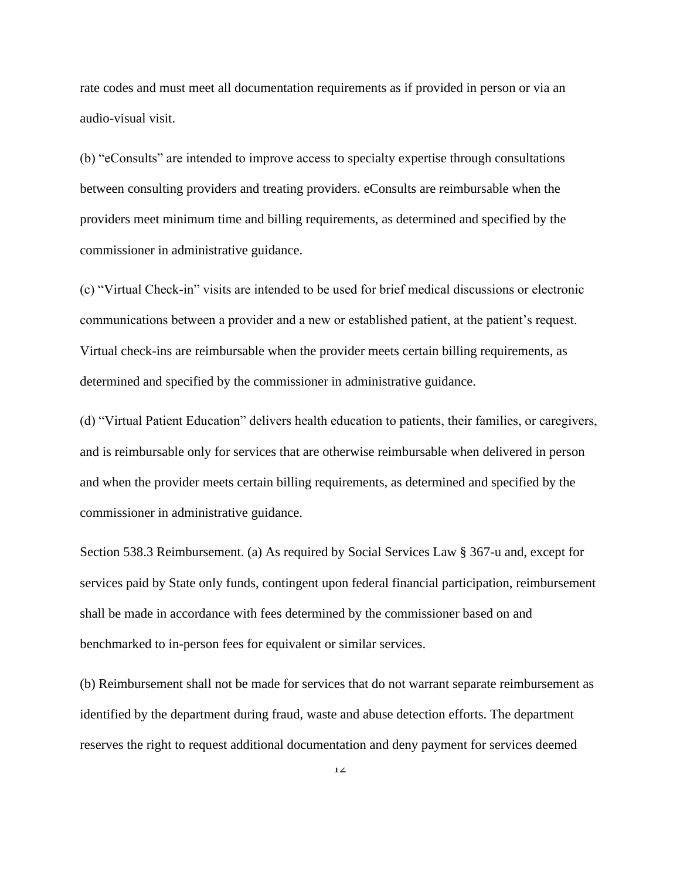rate codes and must meet all documentation requirements as if provided in person or via an audio-visual visit.

(b) “eConsults” are intended to improve access to specialty expertise through consultations between consulting providers and treating providers. eConsults are reimbursable when the providers meet minimum time and billing requirements, as determined and specified by the commissioner in administrative guidance.

(c) “Virtual Check-in” visits are intended to be used for brief medical discussions or electronic communications between a provider and a new or established patient, at the patient’s request. Virtual check-ins are reimbursable when the provider meets certain billing requirements, as determined and specified by the commissioner in administrative guidance.

(d) “Virtual Patient Education” delivers health education to patients, their families, or caregivers, and is reimbursable only for services that are otherwise reimbursable when delivered in person and when the provider meets certain billing requirements, as determined and specified by the commissioner in administrative guidance.

Section 538.3 Reimbursement. (a) As required by Social Services Law § 367-u and, except for services paid by State only funds, contingent upon federal financial participation, reimbursement shall be made in accordance with fees determined by the commissioner based on and benchmarked to in-person fees for equivalent or similar services.

(b) Reimbursement shall not be made for services that do not warrant separate reimbursement as identified by the department during fraud, waste and abuse detection efforts. The department reserves the right to request additional documentation and deny payment for services deemed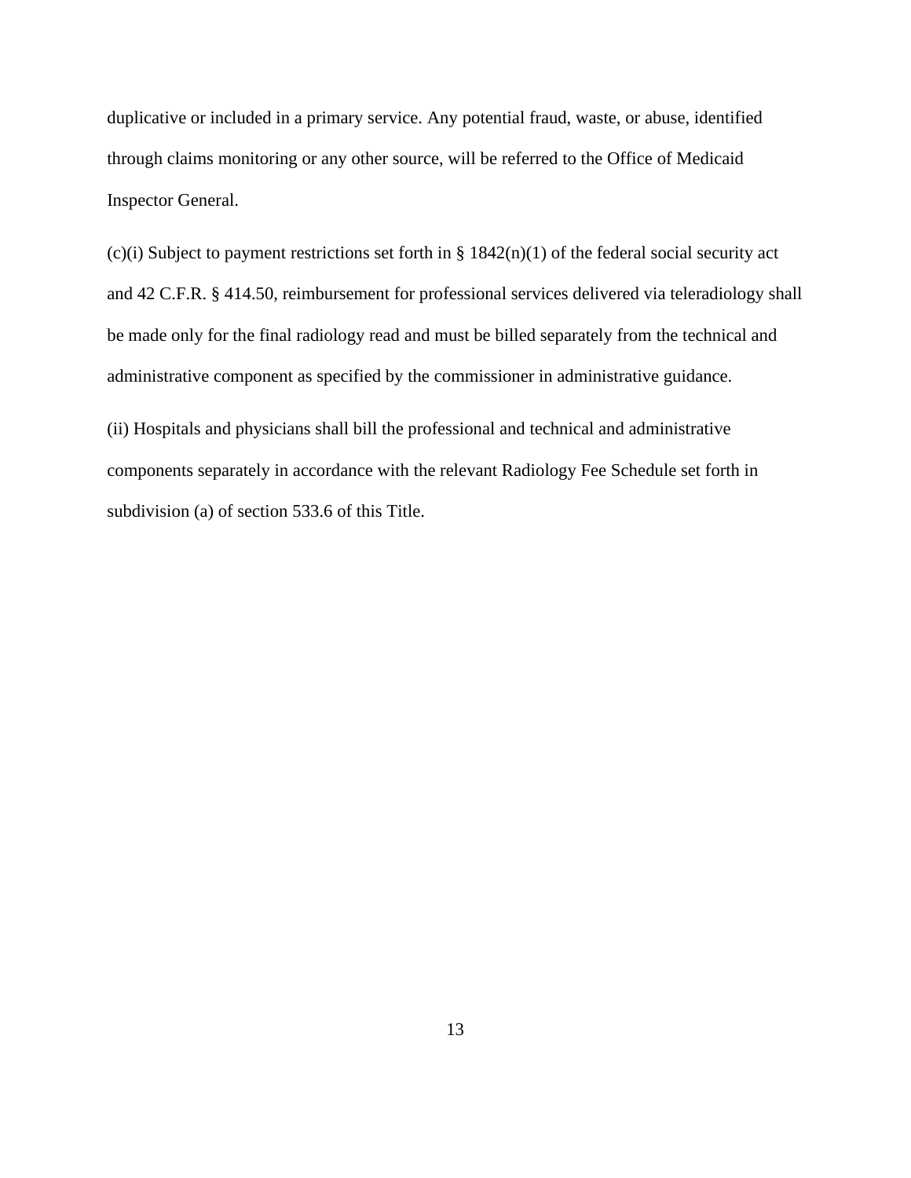duplicative or included in a primary service. Any potential fraud, waste, or abuse, identified through claims monitoring or any other source, will be referred to the Office of Medicaid Inspector General.

(c)(i) Subject to payment restrictions set forth in § 1842(n)(1) of the federal social security act and 42 C.F.R. § 414.50, reimbursement for professional services delivered via teleradiology shall be made only for the final radiology read and must be billed separately from the technical and administrative component as specified by the commissioner in administrative guidance.

(ii) Hospitals and physicians shall bill the professional and technical and administrative components separately in accordance with the relevant Radiology Fee Schedule set forth in subdivision (a) of section 533.6 of this Title.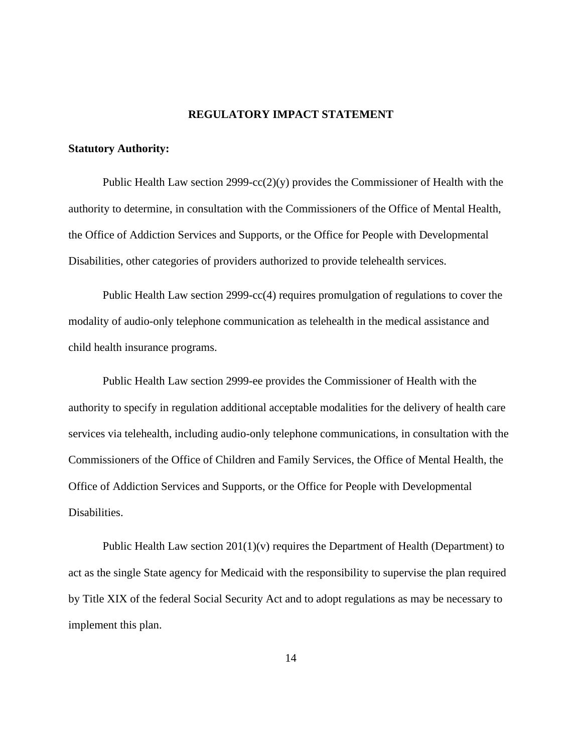## REGULATORY IMPACT STATEMENT

**Statutory Authority:**

Public Health Law section 2999-cc(2)(y) provides the Commissioner of Health with the authority to determine, in consultation with the Commissioners of the Office of Mental Health, the Office of Addiction Services and Supports, or the Office for People with Developmental Disabilities, other categories of providers authorized to provide telehealth services.

Public Health Law section 2999-cc(4) requires promulgation of regulations to cover the modality of audio-only telephone communication as telehealth in the medical assistance and child health insurance programs.

Public Health Law section 2999-ee provides the Commissioner of Health with the authority to specify in regulation additional acceptable modalities for the delivery of health care services via telehealth, including audio-only telephone communications, in consultation with the Commissioners of the Office of Children and Family Services, the Office of Mental Health, the Office of Addiction Services and Supports, or the Office for People with Developmental Disabilities.

Public Health Law section 201(1)(v) requires the Department of Health (Department) to act as the single State agency for Medicaid with the responsibility to supervise the plan required by Title XIX of the federal Social Security Act and to adopt regulations as may be necessary to implement this plan.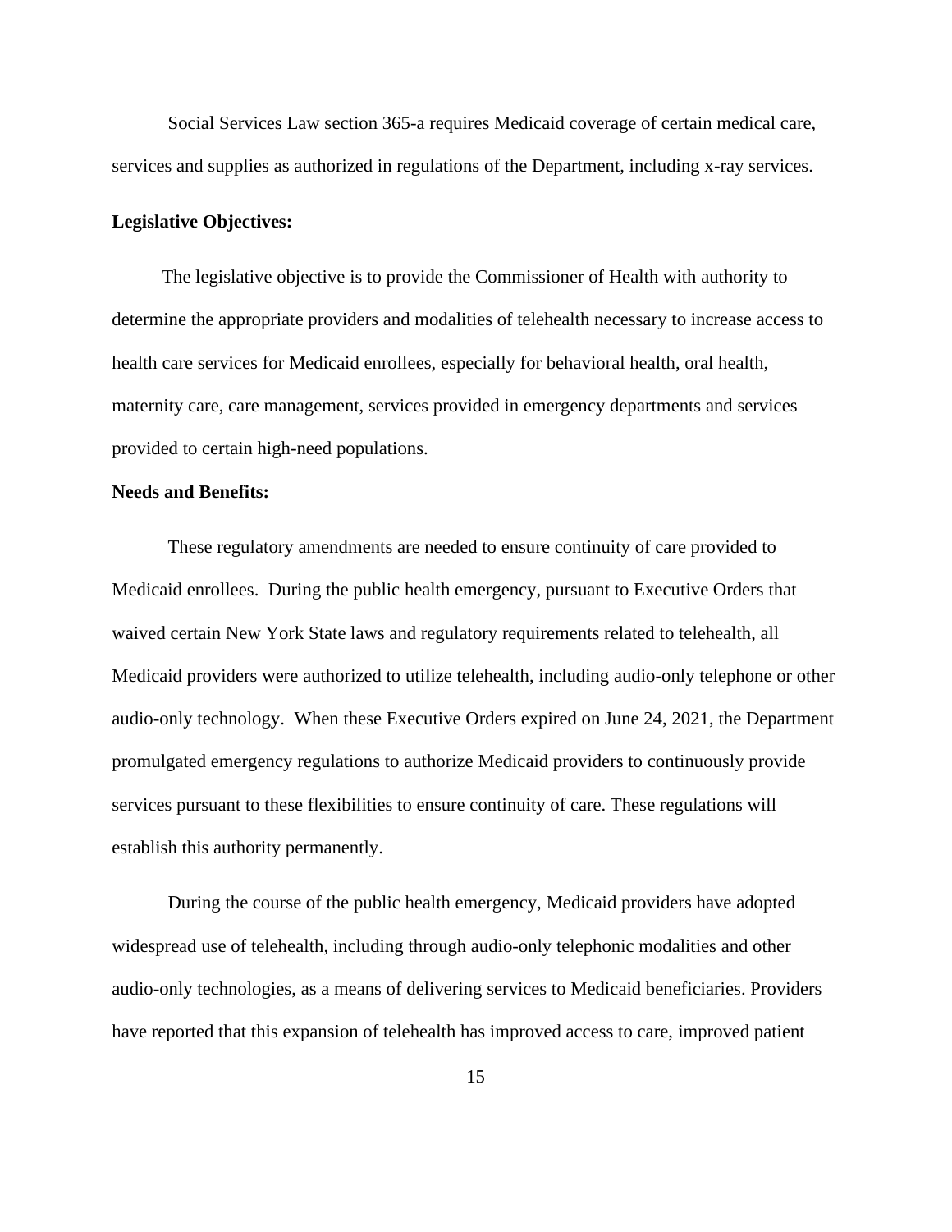Social Services Law section 365-a requires Medicaid coverage of certain medical care, services and supplies as authorized in regulations of the Department, including x-ray services.

**Legislative Objectives:**

The legislative objective is to provide the Commissioner of Health with authority to determine the appropriate providers and modalities of telehealth necessary to increase access to health care services for Medicaid enrollees, especially for behavioral health, oral health, maternity care, care management, services provided in emergency departments and services provided to certain high-need populations.

**Needs and Benefits:**

These regulatory amendments are needed to ensure continuity of care provided to Medicaid enrollees. During the public health emergency, pursuant to Executive Orders that waived certain New York State laws and regulatory requirements related to telehealth, all Medicaid providers were authorized to utilize telehealth, including audio-only telephone or other audio-only technology. When these Executive Orders expired on June 24, 2021, the Department promulgated emergency regulations to authorize Medicaid providers to continuously provide services pursuant to these flexibilities to ensure continuity of care. These regulations will establish this authority permanently.

During the course of the public health emergency, Medicaid providers have adopted widespread use of telehealth, including through audio-only telephonic modalities and other audio-only technologies, as a means of delivering services to Medicaid beneficiaries. Providers have reported that this expansion of telehealth has improved access to care, improved patient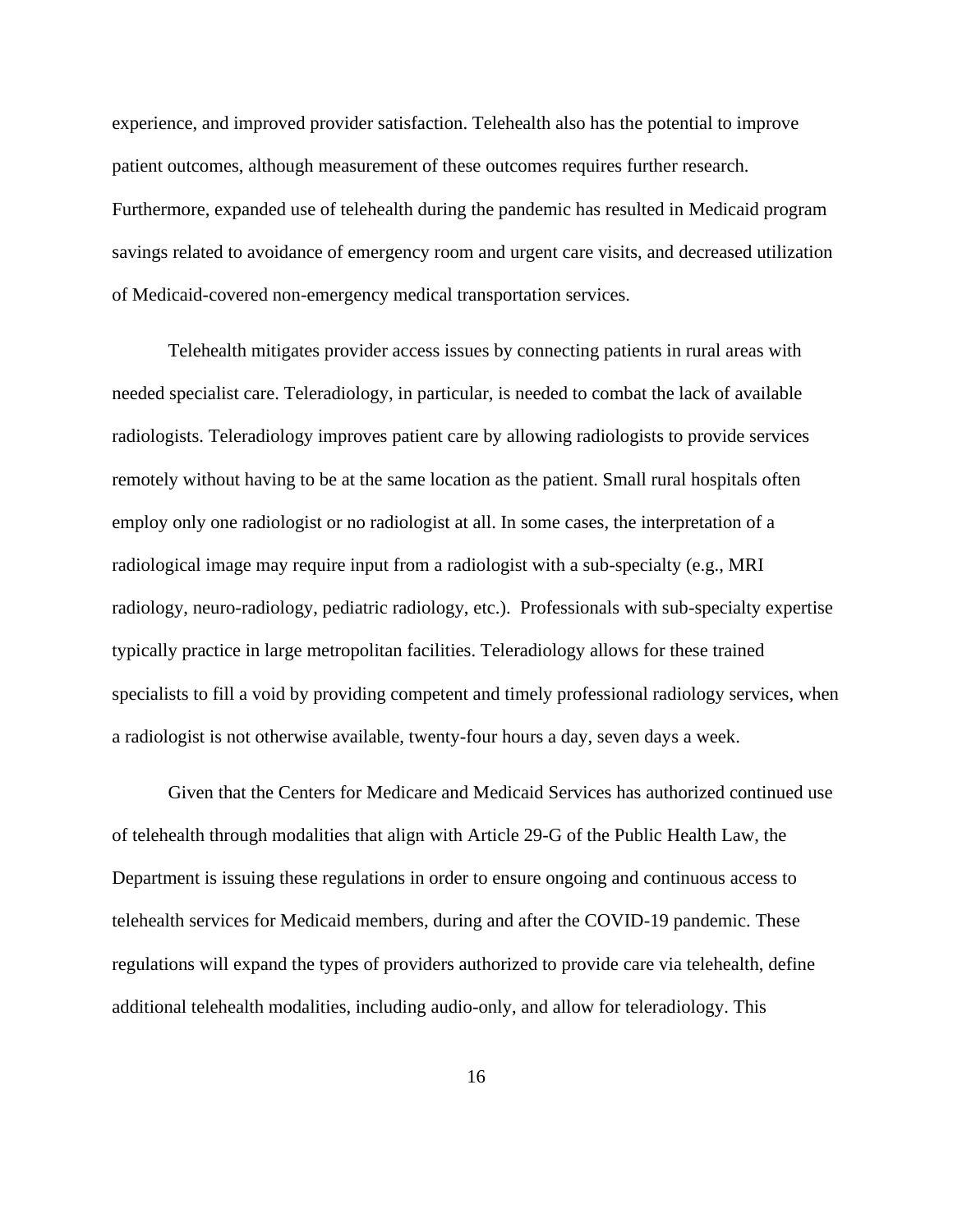experience, and improved provider satisfaction. Telehealth also has the potential to improve patient outcomes, although measurement of these outcomes requires further research. Furthermore, expanded use of telehealth during the pandemic has resulted in Medicaid program savings related to avoidance of emergency room and urgent care visits, and decreased utilization of Medicaid-covered non-emergency medical transportation services.

Telehealth mitigates provider access issues by connecting patients in rural areas with needed specialist care. Teleradiology, in particular, is needed to combat the lack of available radiologists. Teleradiology improves patient care by allowing radiologists to provide services remotely without having to be at the same location as the patient. Small rural hospitals often employ only one radiologist or no radiologist at all. In some cases, the interpretation of a radiological image may require input from a radiologist with a sub-specialty (e.g., MRI radiology, neuro-radiology, pediatric radiology, etc.). Professionals with sub-specialty expertise typically practice in large metropolitan facilities. Teleradiology allows for these trained specialists to fill a void by providing competent and timely professional radiology services, when a radiologist is not otherwise available, twenty-four hours a day, seven days a week.

Given that the Centers for Medicare and Medicaid Services has authorized continued use of telehealth through modalities that align with Article 29-G of the Public Health Law, the Department is issuing these regulations in order to ensure ongoing and continuous access to telehealth services for Medicaid members, during and after the COVID-19 pandemic. These regulations will expand the types of providers authorized to provide care via telehealth, define additional telehealth modalities, including audio-only, and allow for teleradiology. This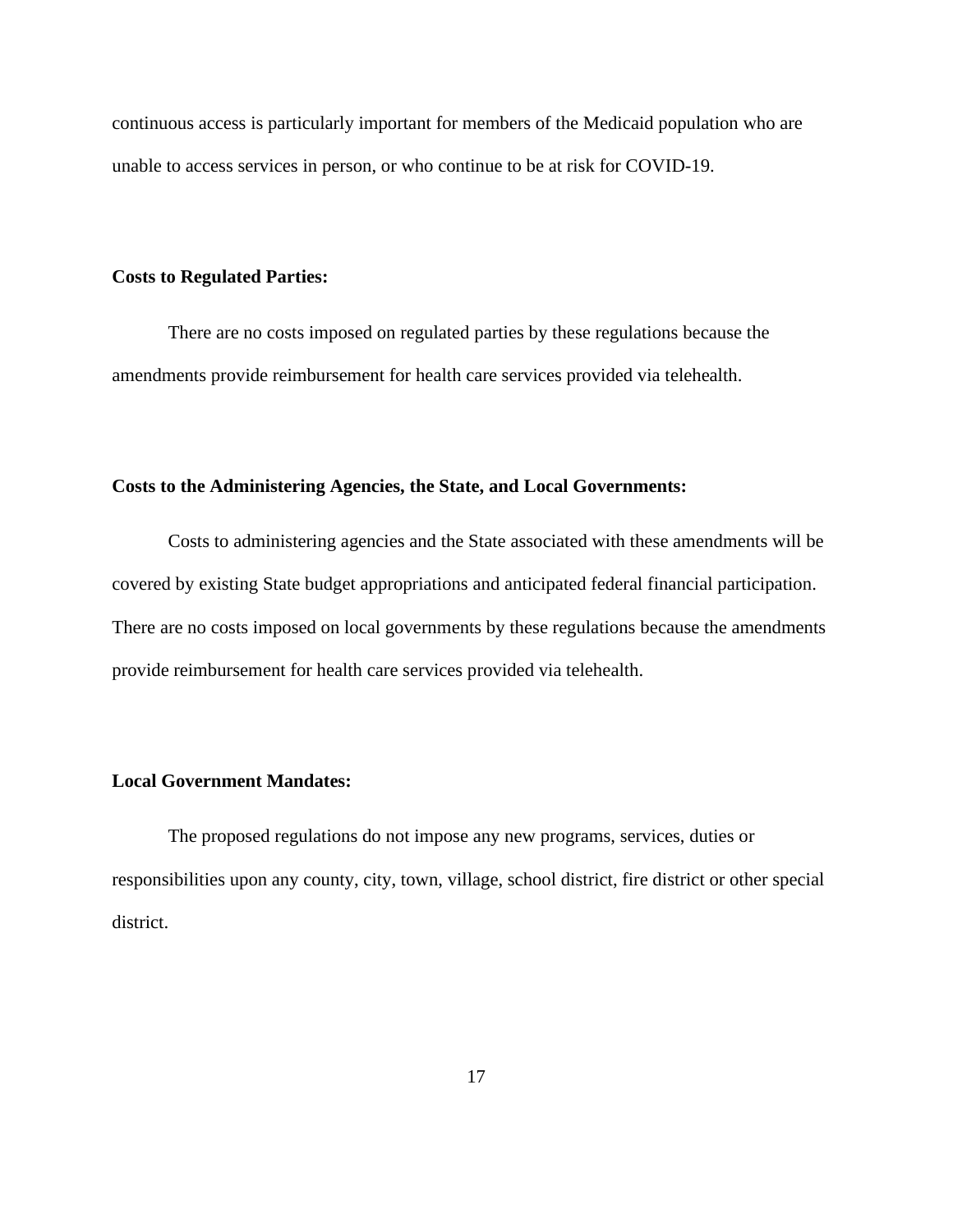continuous access is particularly important for members of the Medicaid population who are unable to access services in person, or who continue to be at risk for COVID-19.

**Costs to Regulated Parties:**

There are no costs imposed on regulated parties by these regulations because the amendments provide reimbursement for health care services provided via telehealth.

**Costs to the Administering Agencies, the State, and Local Governments:**

Costs to administering agencies and the State associated with these amendments will be covered by existing State budget appropriations and anticipated federal financial participation. There are no costs imposed on local governments by these regulations because the amendments provide reimbursement for health care services provided via telehealth.

**Local Government Mandates:**

The proposed regulations do not impose any new programs, services, duties or responsibilities upon any county, city, town, village, school district, fire district or other special district.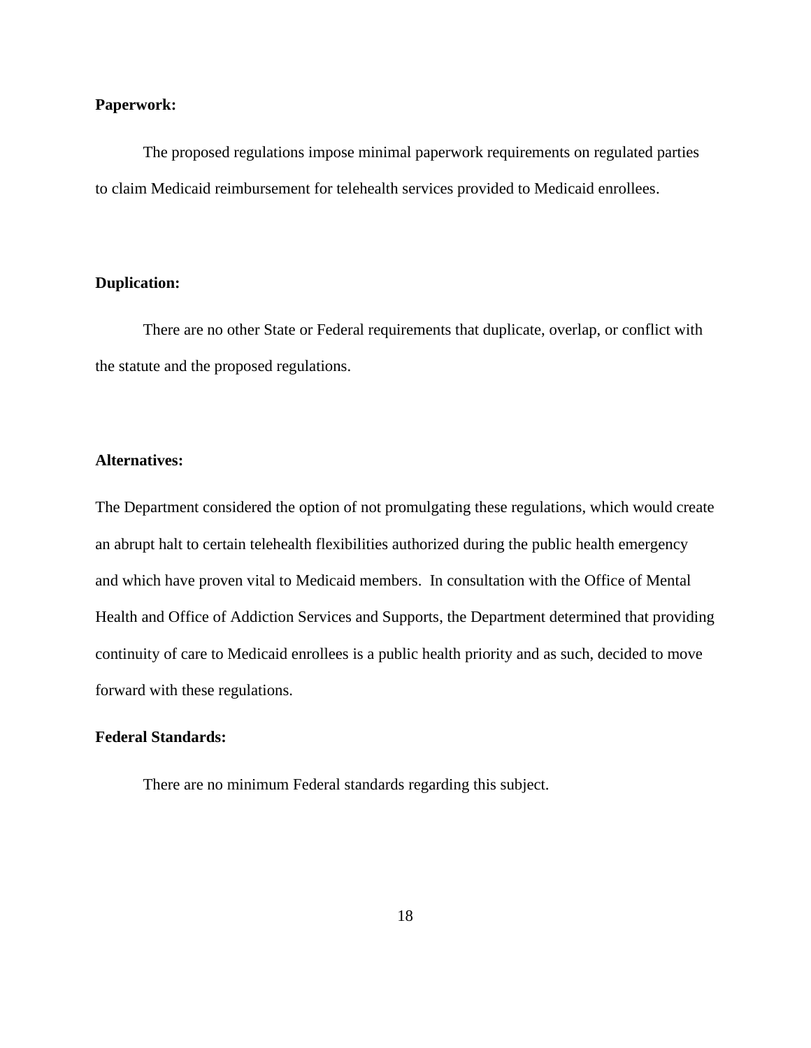**Paperwork:**

The proposed regulations impose minimal paperwork requirements on regulated parties to claim Medicaid reimbursement for telehealth services provided to Medicaid enrollees.

**Duplication:**

There are no other State or Federal requirements that duplicate, overlap, or conflict with the statute and the proposed regulations.

**Alternatives:**

The Department considered the option of not promulgating these regulations, which would create an abrupt halt to certain telehealth flexibilities authorized during the public health emergency and which have proven vital to Medicaid members. In consultation with the Office of Mental Health and Office of Addiction Services and Supports, the Department determined that providing continuity of care to Medicaid enrollees is a public health priority and as such, decided to move forward with these regulations.

**Federal Standards:**

There are no minimum Federal standards regarding this subject.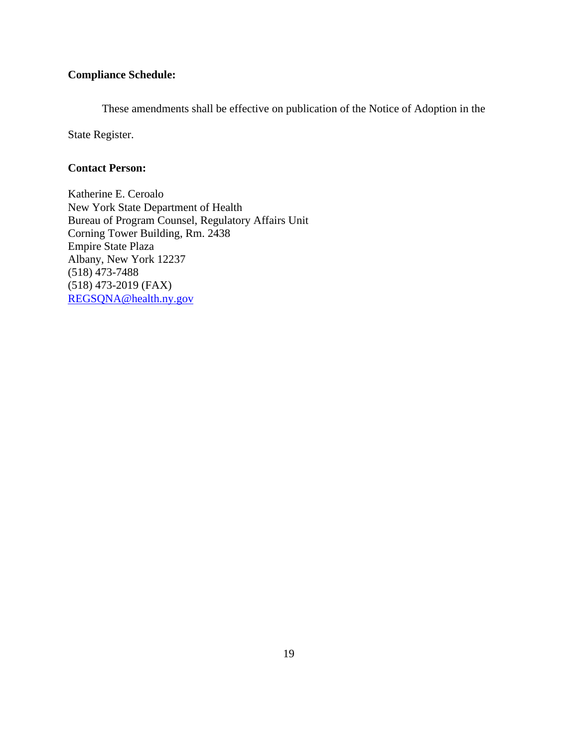**Compliance Schedule:**

These amendments shall be effective on publication of the Notice of Adoption in the State Register.

**Contact Person:**

Katherine E. Ceroalo
New York State Department of Health
Bureau of Program Counsel, Regulatory Affairs Unit
Corning Tower Building, Rm. 2438
Empire State Plaza
Albany, New York 12237
(518) 473-7488
(518) 473-2019 (FAX)
REGSQNA@health.ny.gov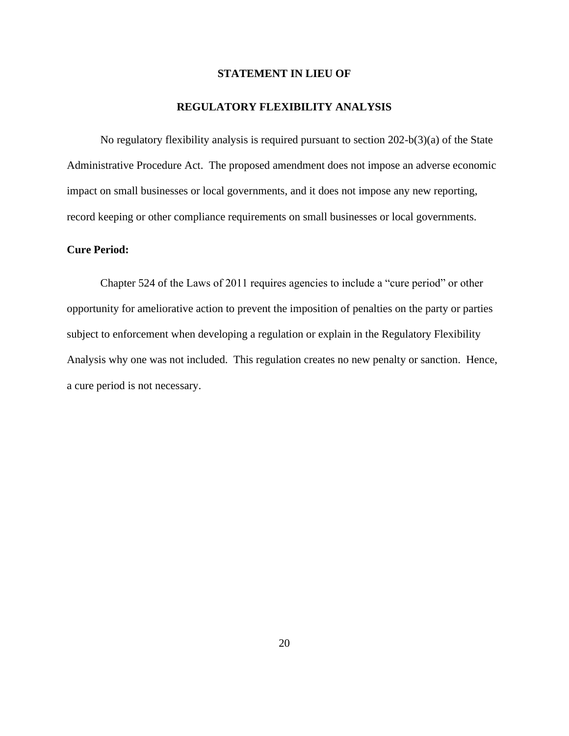## STATEMENT IN LIEU OF

## REGULATORY FLEXIBILITY ANALYSIS

No regulatory flexibility analysis is required pursuant to section 202-b(3)(a) of the State Administrative Procedure Act. The proposed amendment does not impose an adverse economic impact on small businesses or local governments, and it does not impose any new reporting, record keeping or other compliance requirements on small businesses or local governments.

**Cure Period:**

Chapter 524 of the Laws of 2011 requires agencies to include a "cure period" or other opportunity for ameliorative action to prevent the imposition of penalties on the party or parties subject to enforcement when developing a regulation or explain in the Regulatory Flexibility Analysis why one was not included. This regulation creates no new penalty or sanction. Hence, a cure period is not necessary.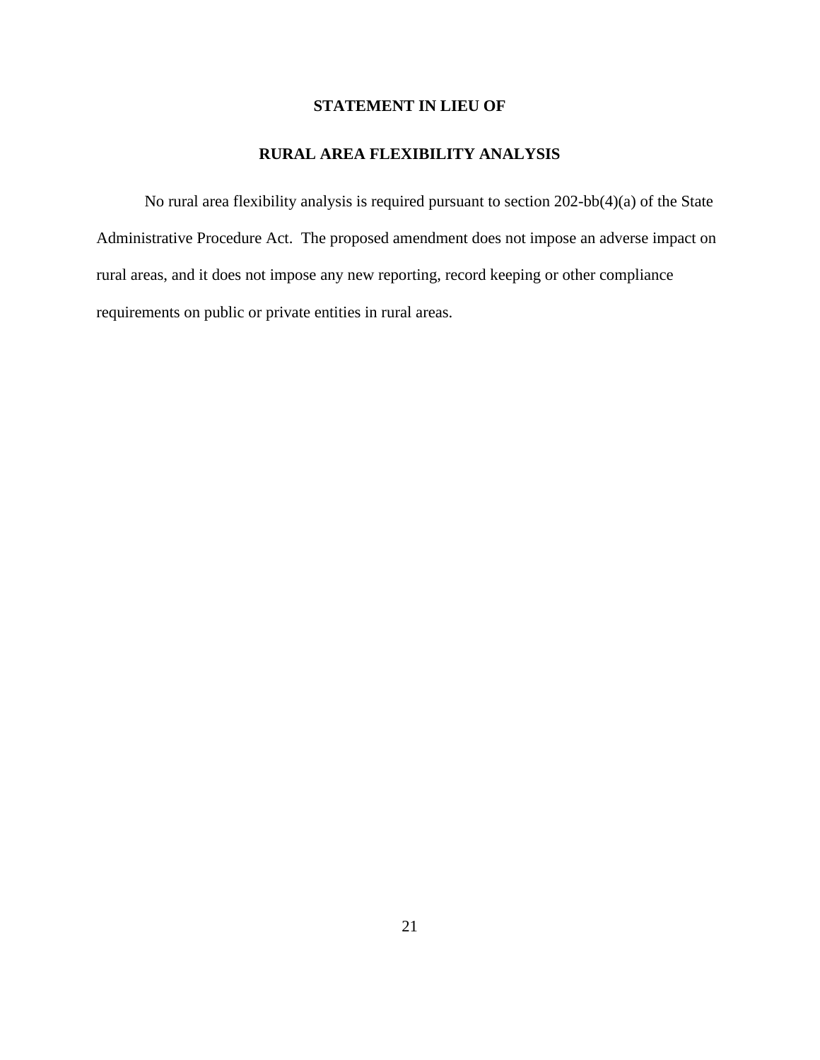## STATEMENT IN LIEU OF

## RURAL AREA FLEXIBILITY ANALYSIS

No rural area flexibility analysis is required pursuant to section 202-bb(4)(a) of the State Administrative Procedure Act. The proposed amendment does not impose an adverse impact on rural areas, and it does not impose any new reporting, record keeping or other compliance requirements on public or private entities in rural areas.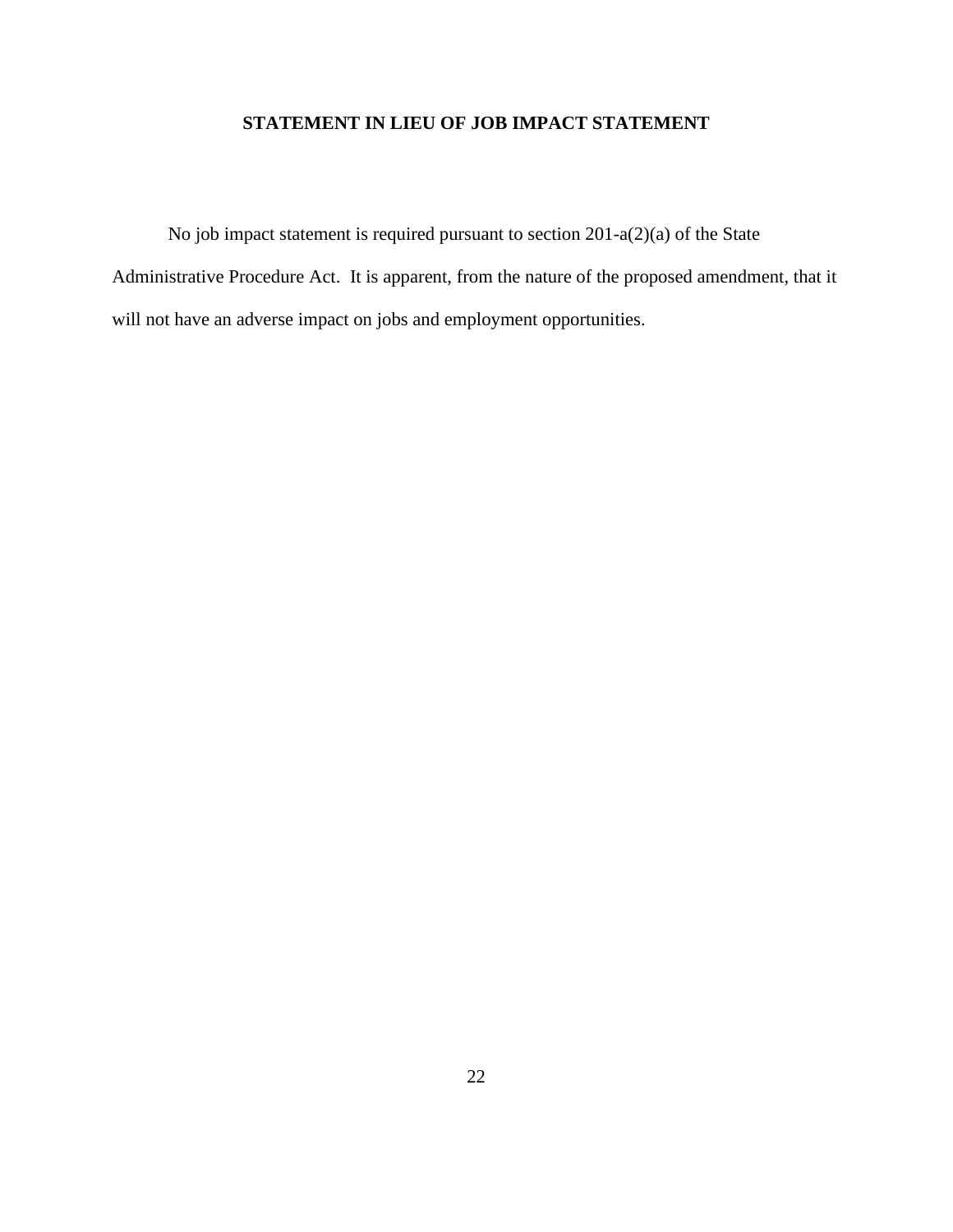## STATEMENT IN LIEU OF JOB IMPACT STATEMENT

No job impact statement is required pursuant to section 201-a(2)(a) of the State Administrative Procedure Act. It is apparent, from the nature of the proposed amendment, that it will not have an adverse impact on jobs and employment opportunities.